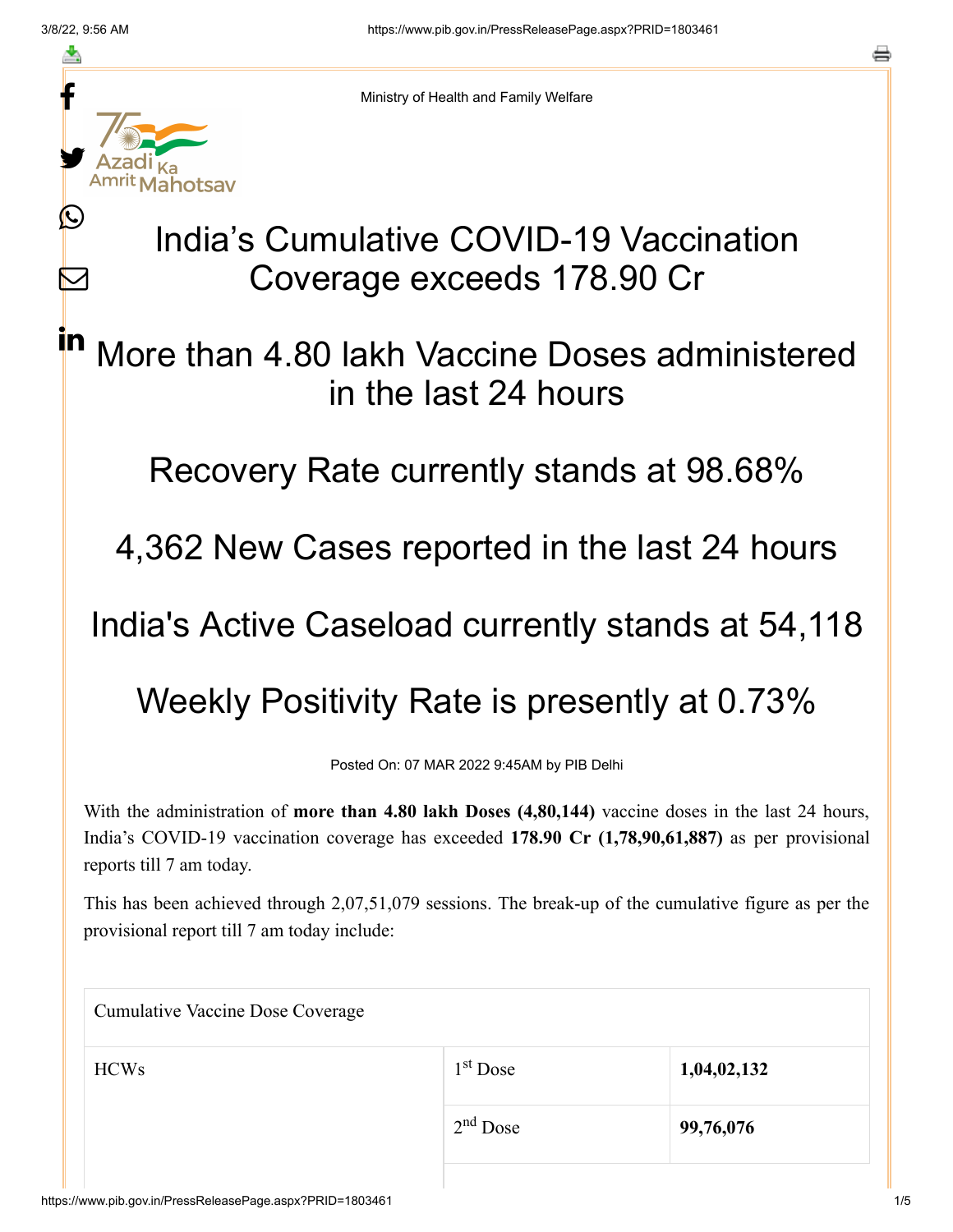Ministry of Health and Family Welfare

# India's Cumulative COVID-19 Vaccination Coverage exceeds 178.90 Cr

## More than 4.80 lakh Vaccine Doses administered in the last 24 hours

## Recovery Rate currently stands at 98.68%

## 4,362 New Cases reported in the last 24 hours

## India's Active Caseload currently stands at 54,118

## Weekly Positivity Rate is presently at 0.73%

Posted On: 07 MAR 2022 9:45AM by PIB Delhi

With the administration of **more than 4.80 lakh Doses (4,80,144)** vaccine doses in the last 24 hours, India's COVID-19 vaccination coverage has exceeded **178.90 Cr (1,78,90,61,887)** as per provisional reports till 7 am today.

This has been achieved through 2,07,51,079 sessions. The break-up of the cumulative figure as per the provisional report till 7 am today include:

| Cumulative Vaccine Dose Coverage | | |
|---|---|---|
| HCWs | 1st Dose | **1,04,02,132** |
| | 2nd Dose | **99,76,076** |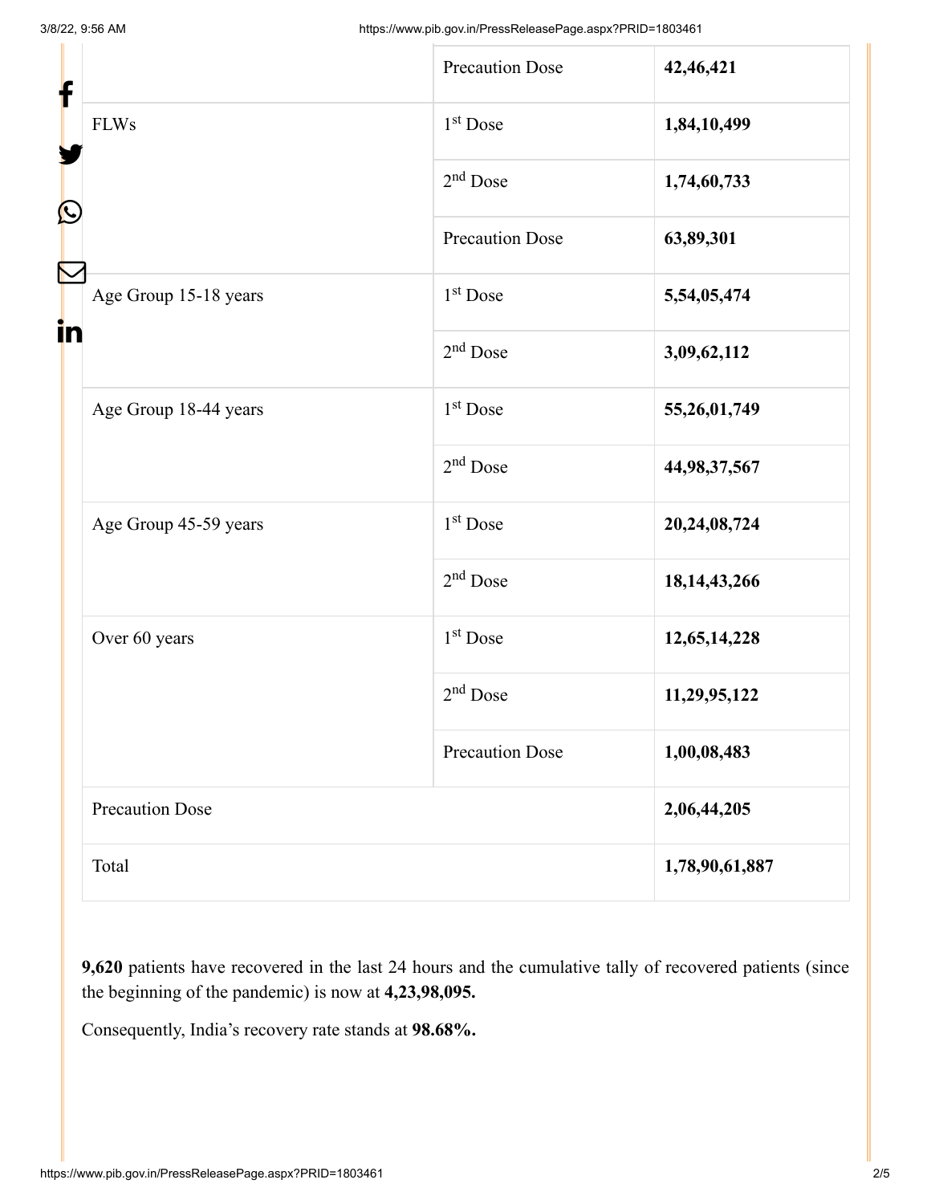| | | |
|---|---|---|
| | Precaution Dose | **42,46,421** |
| FLWs | 1st Dose | **1,84,10,499** |
| | 2nd Dose | **1,74,60,733** |
| | Precaution Dose | **63,89,301** |
| Age Group 15-18 years | 1st Dose | **5,54,05,474** |
| | 2nd Dose | **3,09,62,112** |
| Age Group 18-44 years | 1st Dose | **55,26,01,749** |
| | 2nd Dose | **44,98,37,567** |
| Age Group 45-59 years | 1st Dose | **20,24,08,724** |
| | 2nd Dose | **18,14,43,266** |
| Over 60 years | 1st Dose | **12,65,14,228** |
| | 2nd Dose | **11,29,95,122** |
| | Precaution Dose | **1,00,08,483** |
| Precaution Dose | | **2,06,44,205** |
| Total | | **1,78,90,61,887** |

**9,620** patients have recovered in the last 24 hours and the cumulative tally of recovered patients (since the beginning of the pandemic) is now at **4,23,98,095.**

Consequently, India's recovery rate stands at **98.68%.**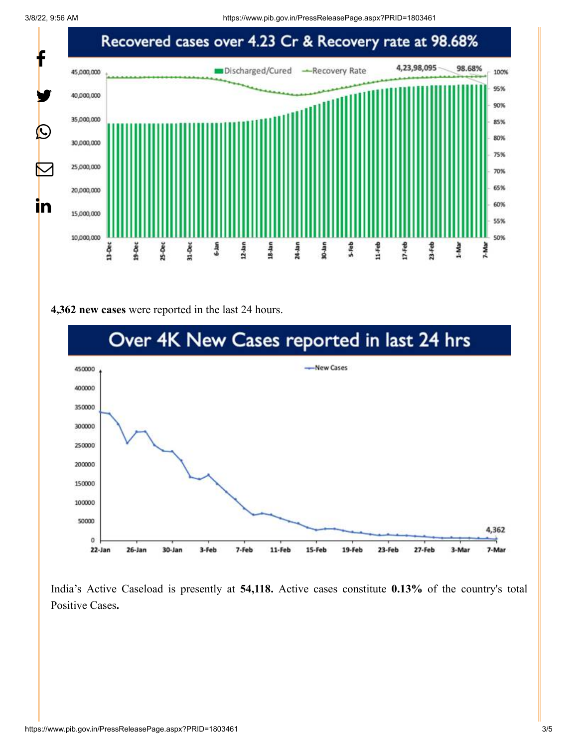Recovered cases over 4.23 Cr & Recovery rate at 98.68%

**4,362 new cases** were reported in the last 24 hours.

Over 4K New Cases reported in last 24 hrs

India's Active Caseload is presently at **54,118.** Active cases constitute **0.13%** of the country's total Positive Cases**.**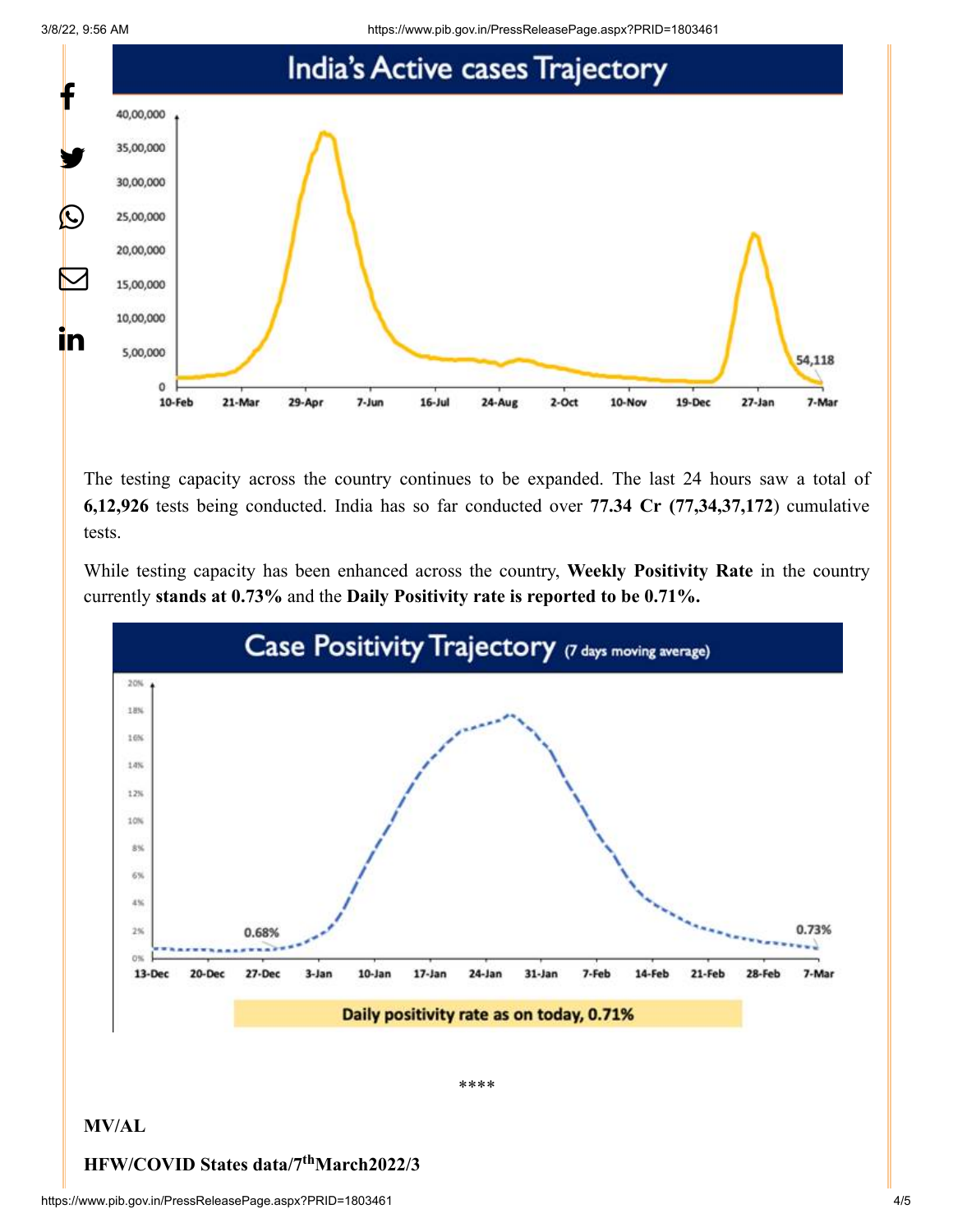The testing capacity across the country continues to be expanded. The last 24 hours saw a total of **6,12,926** tests being conducted. India has so far conducted over **77.34 Cr (77,34,37,172**) cumulative tests.

While testing capacity has been enhanced across the country, **Weekly Positivity Rate** in the country currently **stands at 0.73%** and the **Daily Positivity rate is reported to be 0.71%.**

\*\*\*\*

**MV/AL**

**HFW/COVID States data/7thMarch2022/3**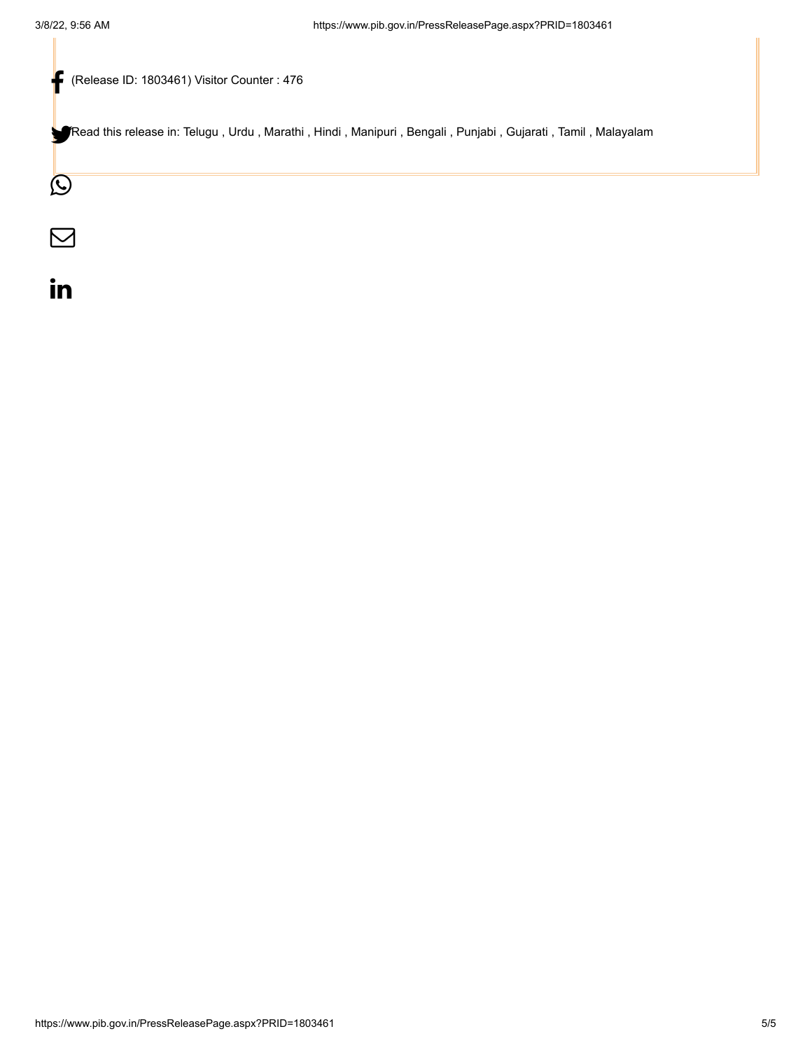(Release ID: 1803461) Visitor Counter : 476

Read this release in: Telugu , Urdu , Marathi , Hindi , Manipuri , Bengali , Punjabi , Gujarati , Tamil , Malayalam